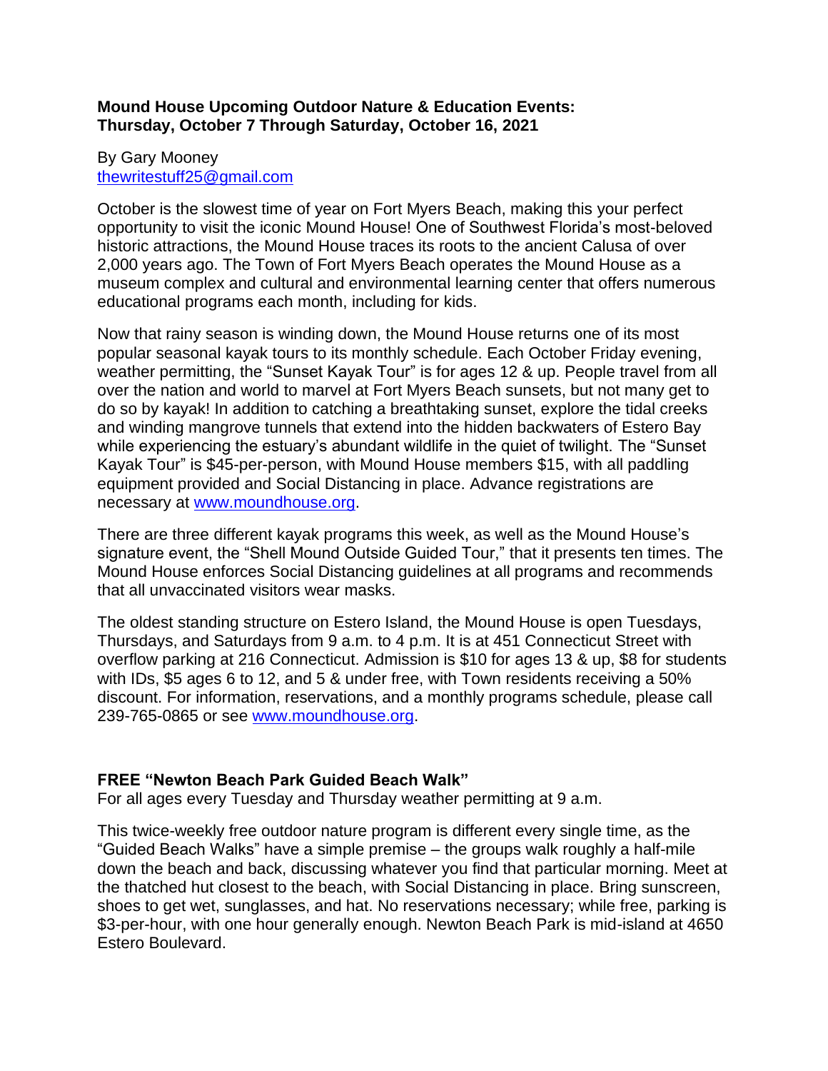**Mound House Upcoming Outdoor Nature & Education Events:**
**Thursday, October 7 Through Saturday, October 16, 2021**

By Gary Mooney
thewritestuff25@gmail.com

October is the slowest time of year on Fort Myers Beach, making this your perfect opportunity to visit the iconic Mound House! One of Southwest Florida's most-beloved historic attractions, the Mound House traces its roots to the ancient Calusa of over 2,000 years ago. The Town of Fort Myers Beach operates the Mound House as a museum complex and cultural and environmental learning center that offers numerous educational programs each month, including for kids.

Now that rainy season is winding down, the Mound House returns one of its most popular seasonal kayak tours to its monthly schedule. Each October Friday evening, weather permitting, the "Sunset Kayak Tour" is for ages 12 & up. People travel from all over the nation and world to marvel at Fort Myers Beach sunsets, but not many get to do so by kayak! In addition to catching a breathtaking sunset, explore the tidal creeks and winding mangrove tunnels that extend into the hidden backwaters of Estero Bay while experiencing the estuary's abundant wildlife in the quiet of twilight. The "Sunset Kayak Tour" is $45-per-person, with Mound House members $15, with all paddling equipment provided and Social Distancing in place. Advance registrations are necessary at www.moundhouse.org.

There are three different kayak programs this week, as well as the Mound House's signature event, the "Shell Mound Outside Guided Tour," that it presents ten times. The Mound House enforces Social Distancing guidelines at all programs and recommends that all unvaccinated visitors wear masks.

The oldest standing structure on Estero Island, the Mound House is open Tuesdays, Thursdays, and Saturdays from 9 a.m. to 4 p.m. It is at 451 Connecticut Street with overflow parking at 216 Connecticut. Admission is $10 for ages 13 & up, $8 for students with IDs, $5 ages 6 to 12, and 5 & under free, with Town residents receiving a 50% discount. For information, reservations, and a monthly programs schedule, please call 239-765-0865 or see www.moundhouse.org.

**FREE "Newton Beach Park Guided Beach Walk"**
For all ages every Tuesday and Thursday weather permitting at 9 a.m.

This twice-weekly free outdoor nature program is different every single time, as the "Guided Beach Walks" have a simple premise – the groups walk roughly a half-mile down the beach and back, discussing whatever you find that particular morning. Meet at the thatched hut closest to the beach, with Social Distancing in place. Bring sunscreen, shoes to get wet, sunglasses, and hat. No reservations necessary; while free, parking is $3-per-hour, with one hour generally enough. Newton Beach Park is mid-island at 4650 Estero Boulevard.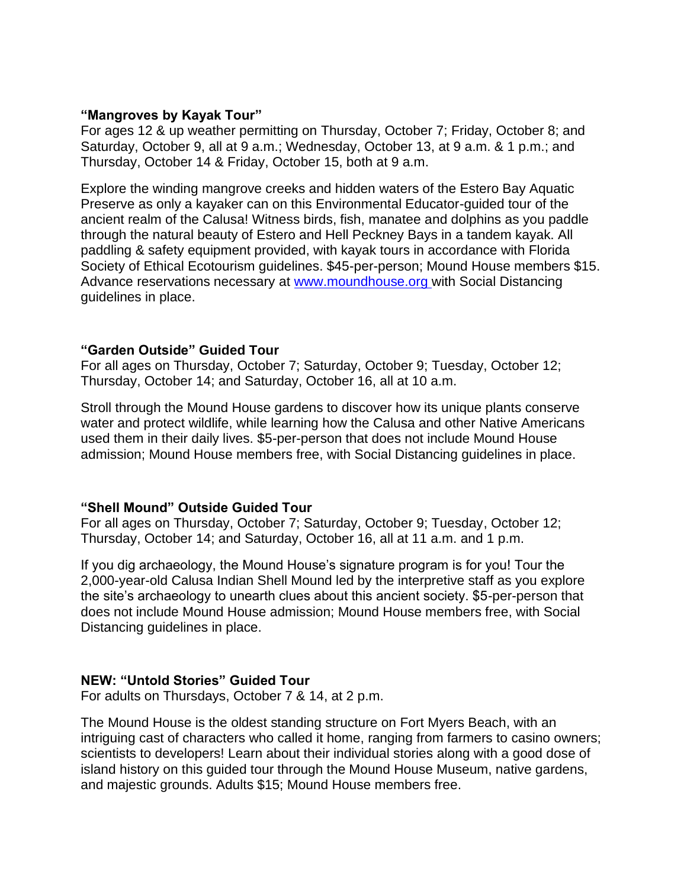**“Mangroves by Kayak Tour”**
For ages 12 & up weather permitting on Thursday, October 7; Friday, October 8; and Saturday, October 9, all at 9 a.m.; Wednesday, October 13, at 9 a.m. & 1 p.m.; and Thursday, October 14 & Friday, October 15, both at 9 a.m.

Explore the winding mangrove creeks and hidden waters of the Estero Bay Aquatic Preserve as only a kayaker can on this Environmental Educator-guided tour of the ancient realm of the Calusa! Witness birds, fish, manatee and dolphins as you paddle through the natural beauty of Estero and Hell Peckney Bays in a tandem kayak. All paddling & safety equipment provided, with kayak tours in accordance with Florida Society of Ethical Ecotourism guidelines. $45-per-person; Mound House members $15. Advance reservations necessary at [www.moundhouse.org](http://www.moundhouse.org) with Social Distancing guidelines in place.

**“Garden Outside” Guided Tour**
For all ages on Thursday, October 7; Saturday, October 9; Tuesday, October 12; Thursday, October 14; and Saturday, October 16, all at 10 a.m.

Stroll through the Mound House gardens to discover how its unique plants conserve water and protect wildlife, while learning how the Calusa and other Native Americans used them in their daily lives. $5-per-person that does not include Mound House admission; Mound House members free, with Social Distancing guidelines in place.

**“Shell Mound” Outside Guided Tour**
For all ages on Thursday, October 7; Saturday, October 9; Tuesday, October 12; Thursday, October 14; and Saturday, October 16, all at 11 a.m. and 1 p.m.

If you dig archaeology, the Mound House’s signature program is for you! Tour the 2,000-year-old Calusa Indian Shell Mound led by the interpretive staff as you explore the site’s archaeology to unearth clues about this ancient society. $5-per-person that does not include Mound House admission; Mound House members free, with Social Distancing guidelines in place.

**NEW: “Untold Stories” Guided Tour**
For adults on Thursdays, October 7 & 14, at 2 p.m.

The Mound House is the oldest standing structure on Fort Myers Beach, with an intriguing cast of characters who called it home, ranging from farmers to casino owners; scientists to developers! Learn about their individual stories along with a good dose of island history on this guided tour through the Mound House Museum, native gardens, and majestic grounds. Adults $15; Mound House members free.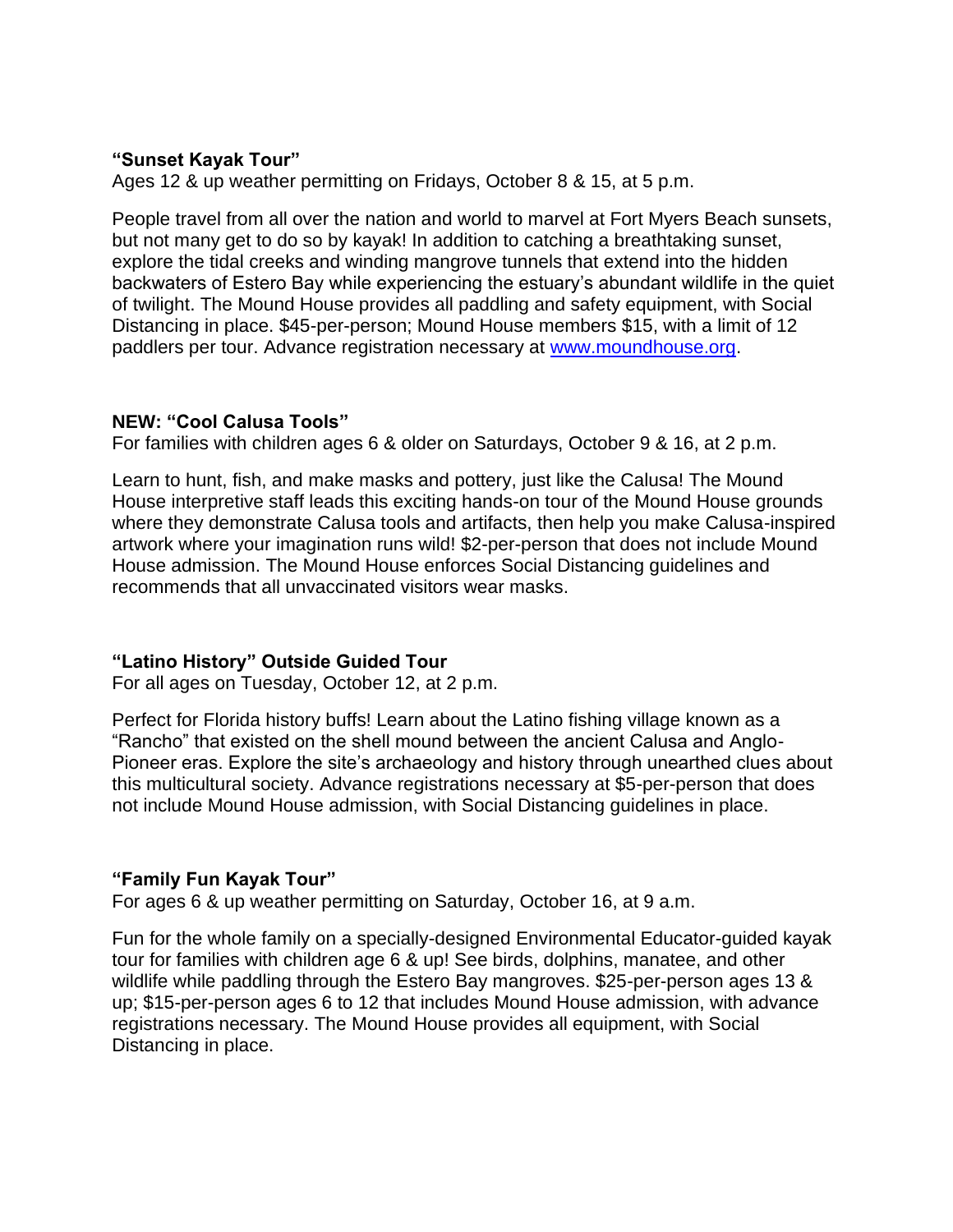**“Sunset Kayak Tour”**
Ages 12 & up weather permitting on Fridays, October 8 & 15, at 5 p.m.

People travel from all over the nation and world to marvel at Fort Myers Beach sunsets, but not many get to do so by kayak! In addition to catching a breathtaking sunset, explore the tidal creeks and winding mangrove tunnels that extend into the hidden backwaters of Estero Bay while experiencing the estuary’s abundant wildlife in the quiet of twilight. The Mound House provides all paddling and safety equipment, with Social Distancing in place. $45-per-person; Mound House members $15, with a limit of 12 paddlers per tour. Advance registration necessary at [www.moundhouse.org](http://www.moundhouse.org).

**NEW: “Cool Calusa Tools”**
For families with children ages 6 & older on Saturdays, October 9 & 16, at 2 p.m.

Learn to hunt, fish, and make masks and pottery, just like the Calusa! The Mound House interpretive staff leads this exciting hands-on tour of the Mound House grounds where they demonstrate Calusa tools and artifacts, then help you make Calusa-inspired artwork where your imagination runs wild! $2-per-person that does not include Mound House admission. The Mound House enforces Social Distancing guidelines and recommends that all unvaccinated visitors wear masks.

**“Latino History” Outside Guided Tour**
For all ages on Tuesday, October 12, at 2 p.m.

Perfect for Florida history buffs! Learn about the Latino fishing village known as a “Rancho” that existed on the shell mound between the ancient Calusa and Anglo-Pioneer eras. Explore the site’s archaeology and history through unearthed clues about this multicultural society. Advance registrations necessary at $5-per-person that does not include Mound House admission, with Social Distancing guidelines in place.

**“Family Fun Kayak Tour”**
For ages 6 & up weather permitting on Saturday, October 16, at 9 a.m.

Fun for the whole family on a specially-designed Environmental Educator-guided kayak tour for families with children age 6 & up! See birds, dolphins, manatee, and other wildlife while paddling through the Estero Bay mangroves. $25-per-person ages 13 & up; $15-per-person ages 6 to 12 that includes Mound House admission, with advance registrations necessary. The Mound House provides all equipment, with Social Distancing in place.